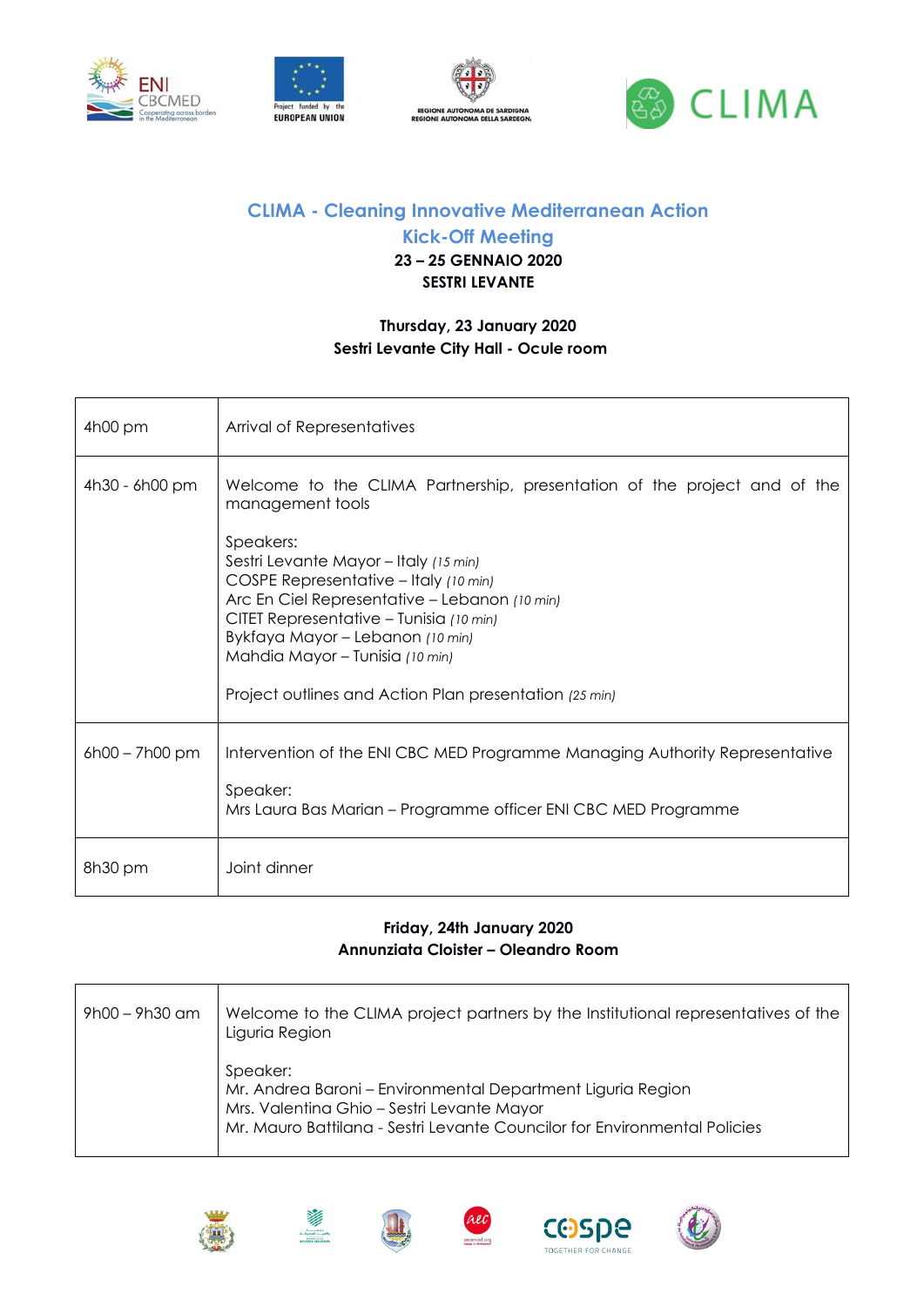# CLIMA - Cleaning Innovative Mediterranean Action

## Kick-Off Meeting

**23 – 25 GENNAIO 2020**
**SESTRI LEVANTE**

**Thursday, 23 January 2020**
**Sestri Levante City Hall - Ocule room**

| | |
|---|---|
| 4h00 pm | Arrival of Representatives |
| 4h30 - 6h00 pm | Welcome to the CLIMA Partnership, presentation of the project and of the management tools<br><br>Speakers:<br>Sestri Levante Mayor – Italy *(15 min)*<br>COSPE Representative – Italy *(10 min)*<br>Arc En Ciel Representative – Lebanon *(10 min)*<br>CITET Representative – Tunisia *(10 min)*<br>Bykfaya Mayor – Lebanon *(10 min)*<br>Mahdia Mayor – Tunisia *(10 min)*<br><br>Project outlines and Action Plan presentation *(25 min)* |
| 6h00 – 7h00 pm | Intervention of the ENI CBC MED Programme Managing Authority Representative<br><br>Speaker:<br>Mrs Laura Bas Marian – Programme officer ENI CBC MED Programme |
| 8h30 pm | Joint dinner |

**Friday, 24th January 2020**
**Annunziata Cloister – Oleandro Room**

| | |
|---|---|
| 9h00 – 9h30 am | Welcome to the CLIMA project partners by the Institutional representatives of the Liguria Region<br><br>Speaker:<br>Mr. Andrea Baroni – Environmental Department Liguria Region<br>Mrs. Valentina Ghio – Sestri Levante Mayor<br>Mr. Mauro Battilana - Sestri Levante Councilor for Environmental Policies |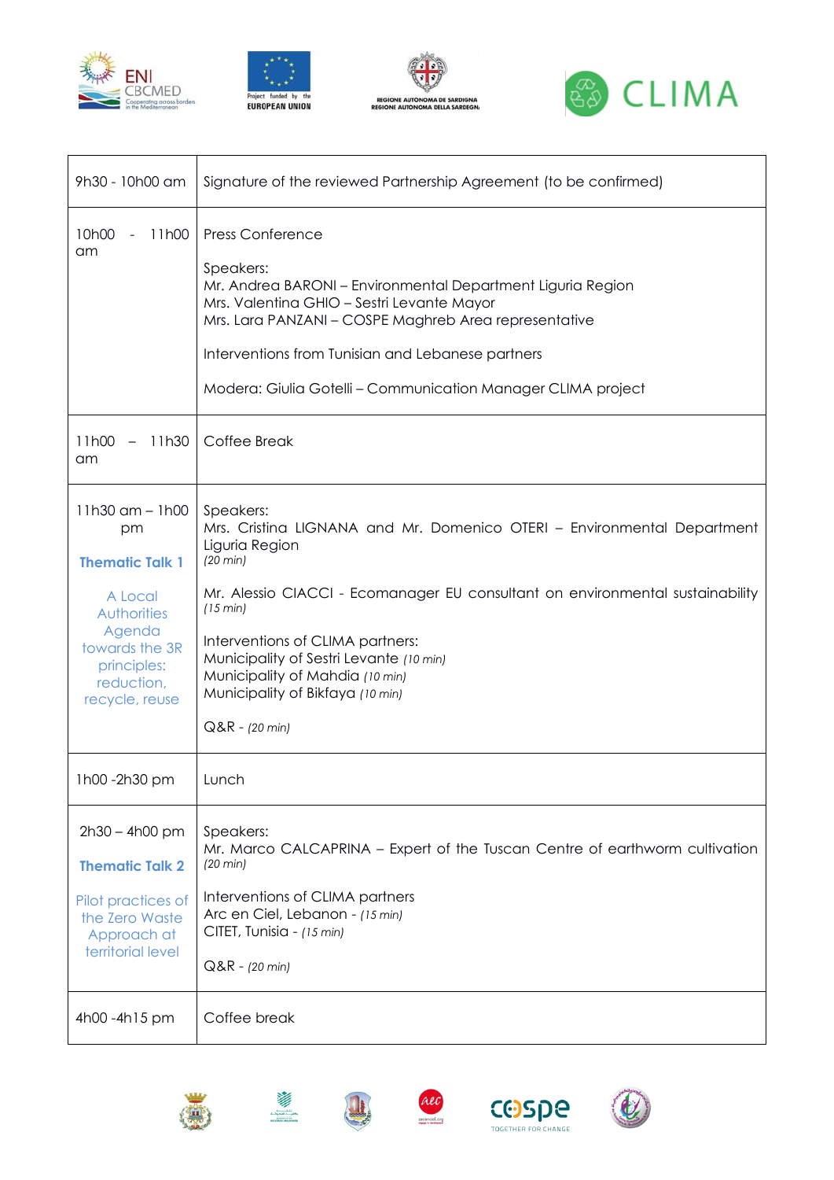| | |
|---|---|
| 9h30 - 10h00 am | Signature of the reviewed Partnership Agreement (to be confirmed) |
| 10h00 - 11h00 am | Press Conference<br><br>Speakers:<br>Mr. Andrea BARONI – Environmental Department Liguria Region<br>Mrs. Valentina GHIO – Sestri Levante Mayor<br>Mrs. Lara PANZANI – COSPE Maghreb Area representative<br><br>Interventions from Tunisian and Lebanese partners<br><br>Modera: Giulia Gotelli – Communication Manager CLIMA project |
| 11h00 – 11h30 am | Coffee Break |
| 11h30 am – 1h00 pm<br><br>**Thematic Talk 1**<br><br>A Local Authorities Agenda towards the 3R principles: reduction, recycle, reuse | Speakers:<br>Mrs. Cristina LIGNANA and Mr. Domenico OTERI – Environmental Department Liguria Region *(20 min)*<br><br>Mr. Alessio CIACCI - Ecomanager EU consultant on environmental sustainability *(15 min)*<br><br>Interventions of CLIMA partners:<br>Municipality of Sestri Levante *(10 min)*<br>Municipality of Mahdia *(10 min)*<br>Municipality of Bikfaya *(10 min)*<br><br>Q&R - *(20 min)* |
| 1h00 -2h30 pm | Lunch |
| 2h30 – 4h00 pm<br><br>**Thematic Talk 2**<br><br>Pilot practices of the Zero Waste Approach at territorial level | Speakers:<br>Mr. Marco CALCAPRINA – Expert of the Tuscan Centre of earthworm cultivation *(20 min)*<br><br>Interventions of CLIMA partners<br>Arc en Ciel, Lebanon - *(15 min)*<br>CITET, Tunisia - *(15 min)*<br><br>Q&R - *(20 min)* |
| 4h00 -4h15 pm | Coffee break |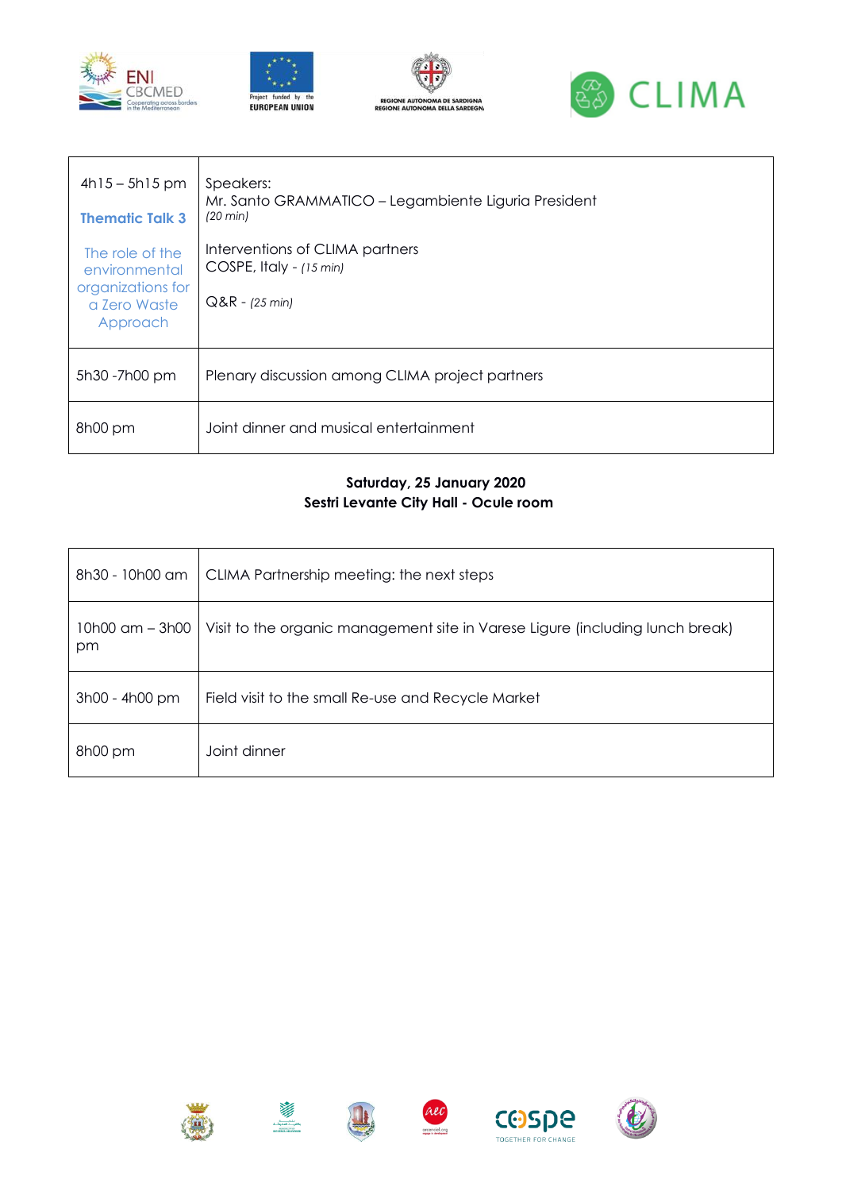| | |
|---|---|
| 4h15 – 5h15 pm<br><br>**Thematic Talk 3**<br><br>The role of the environmental organizations for a Zero Waste Approach | Speakers:<br>Mr. Santo GRAMMATICO – Legambiente Liguria President<br>*(20 min)*<br><br>Interventions of CLIMA partners<br>COSPE, Italy - *(15 min)*<br><br>Q&R - *(25 min)* |
| 5h30 -7h00 pm | Plenary discussion among CLIMA project partners |
| 8h00 pm | Joint dinner and musical entertainment |

**Saturday, 25 January 2020**
**Sestri Levante City Hall - Ocule room**

| | |
|---|---|
| 8h30 - 10h00 am | CLIMA Partnership meeting: the next steps |
| 10h00 am – 3h00 pm | Visit to the organic management site in Varese Ligure (including lunch break) |
| 3h00 - 4h00 pm | Field visit to the small Re-use and Recycle Market |
| 8h00 pm | Joint dinner |